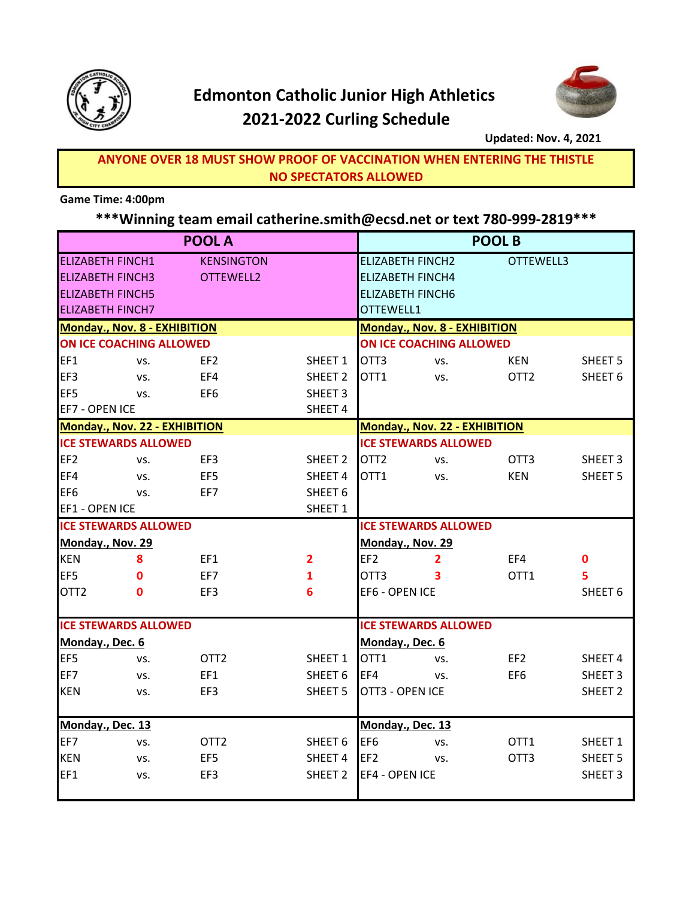# Edmonton Catholic Junior High Athletics
# 2021-2022 Curling Schedule

**Updated: Nov. 4, 2021**

**ANYONE OVER 18 MUST SHOW PROOF OF VACCINATION WHEN ENTERING THE THISTLE**
**NO SPECTATORS ALLOWED**

**Game Time: 4:00pm**

**\*\*\*Winning team email catherine.smith@ecsd.net or text 780-999-2819\*\*\***

| POOL A | | | | POOL B | | | |
|---|---|---|---|---|---|---|---|
| ELIZABETH FINCH1 | | KENSINGTON | | ELIZABETH FINCH2 | | OTTEWELL3 | |
| ELIZABETH FINCH3 | | OTTEWELL2 | | ELIZABETH FINCH4 | | | |
| ELIZABETH FINCH5 | | | | ELIZABETH FINCH6 | | | |
| ELIZABETH FINCH7 | | | | OTTEWELL1 | | | |
| **Monday., Nov. 8 - EXHIBITION** | | | | **Monday., Nov. 8 - EXHIBITION** | | | |
| **ON ICE COACHING ALLOWED** | | | | **ON ICE COACHING ALLOWED** | | | |
| EF1 | vs. | EF2 | SHEET 1 | OTT3 | vs. | KEN | SHEET 5 |
| EF3 | vs. | EF4 | SHEET 2 | OTT1 | vs. | OTT2 | SHEET 6 |
| EF5 | vs. | EF6 | SHEET 3 | | | | |
| EF7 - OPEN ICE | | | SHEET 4 | | | | |
| **Monday., Nov. 22 - EXHIBITION** | | | | **Monday., Nov. 22 - EXHIBITION** | | | |
| **ICE STEWARDS ALLOWED** | | | | **ICE STEWARDS ALLOWED** | | | |
| EF2 | vs. | EF3 | SHEET 2 | OTT2 | vs. | OTT3 | SHEET 3 |
| EF4 | vs. | EF5 | SHEET 4 | OTT1 | vs. | KEN | SHEET 5 |
| EF6 | vs. | EF7 | SHEET 6 | | | | |
| EF1 - OPEN ICE | | | SHEET 1 | | | | |
| **ICE STEWARDS ALLOWED** | | | | **ICE STEWARDS ALLOWED** | | | |
| **Monday., Nov. 29** | | | | **Monday., Nov. 29** | | | |
| KEN | 8 | EF1 | 2 | EF2 | 2 | EF4 | 0 |
| EF5 | 0 | EF7 | 1 | OTT3 | 3 | OTT1 | 5 |
| OTT2 | 0 | EF3 | 6 | EF6 - OPEN ICE | | | SHEET 6 |
| **ICE STEWARDS ALLOWED** | | | | **ICE STEWARDS ALLOWED** | | | |
| **Monday., Dec. 6** | | | | **Monday., Dec. 6** | | | |
| EF5 | vs. | OTT2 | SHEET 1 | OTT1 | vs. | EF2 | SHEET 4 |
| EF7 | vs. | EF1 | SHEET 6 | EF4 | vs. | EF6 | SHEET 3 |
| KEN | vs. | EF3 | SHEET 5 | OTT3 - OPEN ICE | | | SHEET 2 |
| **Monday., Dec. 13** | | | | **Monday., Dec. 13** | | | |
| EF7 | vs. | OTT2 | SHEET 6 | EF6 | vs. | OTT1 | SHEET 1 |
| KEN | vs. | EF5 | SHEET 4 | EF2 | vs. | OTT3 | SHEET 5 |
| EF1 | vs. | EF3 | SHEET 2 | EF4 - OPEN ICE | | | SHEET 3 |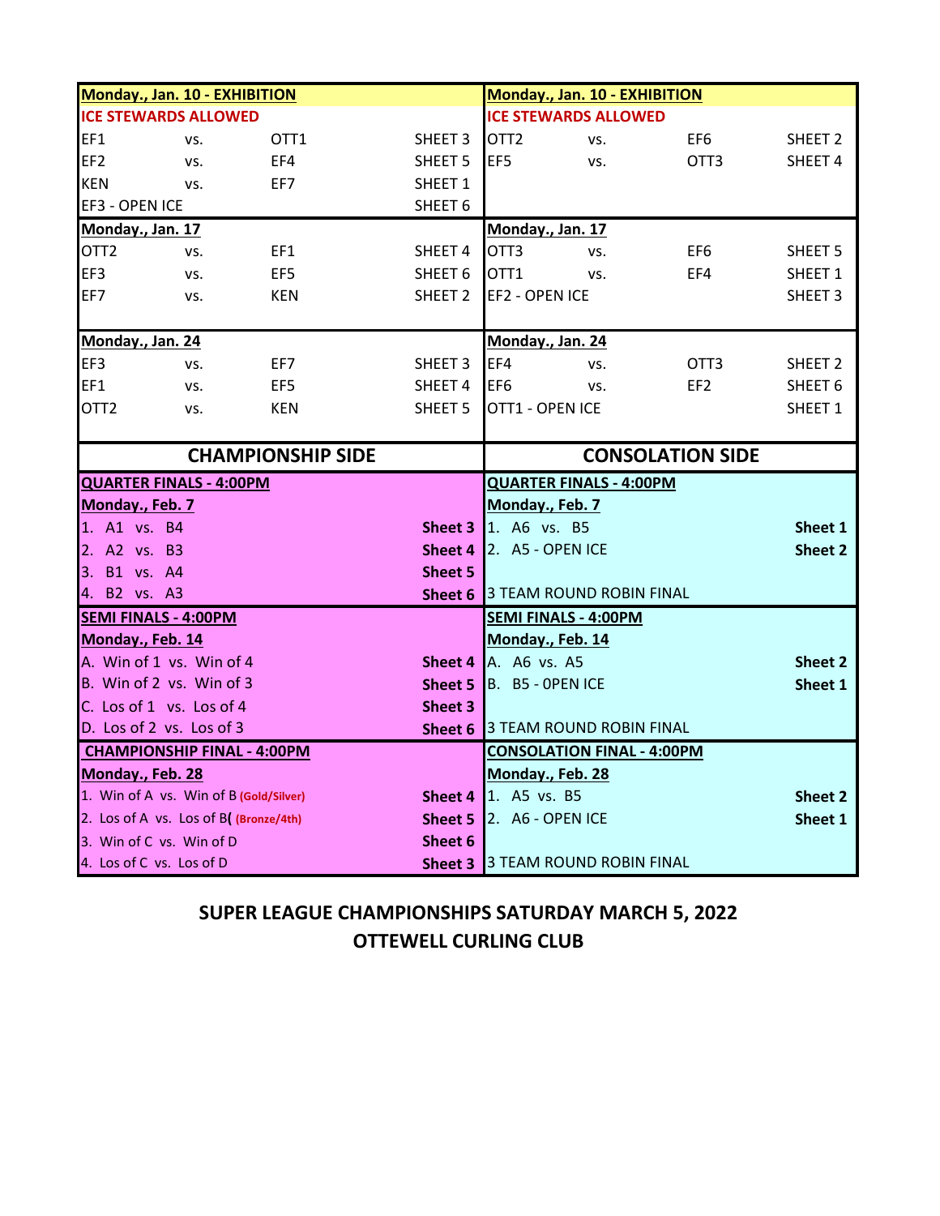| Monday., Jan. 10 - EXHIBITION | | | | Monday., Jan. 10 - EXHIBITION | | | |
|---|---|---|---|---|---|---|---|
| ICE STEWARDS ALLOWED | | | | ICE STEWARDS ALLOWED | | | |
| EF1 | vs. | OTT1 | SHEET 3 | OTT2 | vs. | EF6 | SHEET 2 |
| EF2 | vs. | EF4 | SHEET 5 | EF5 | vs. | OTT3 | SHEET 4 |
| KEN | vs. | EF7 | SHEET 1 | | | | |
| EF3 - OPEN ICE | | | SHEET 6 | | | | |
| Monday., Jan. 17 | | | | Monday., Jan. 17 | | | |
| OTT2 | vs. | EF1 | SHEET 4 | OTT3 | vs. | EF6 | SHEET 5 |
| EF3 | vs. | EF5 | SHEET 6 | OTT1 | vs. | EF4 | SHEET 1 |
| EF7 | vs. | KEN | SHEET 2 | EF2 - OPEN ICE | | | SHEET 3 |
| Monday., Jan. 24 | | | | Monday., Jan. 24 | | | |
| EF3 | vs. | EF7 | SHEET 3 | EF4 | vs. | OTT3 | SHEET 2 |
| EF1 | vs. | EF5 | SHEET 4 | EF6 | vs. | EF2 | SHEET 6 |
| OTT2 | vs. | KEN | SHEET 5 | OTT1 - OPEN ICE | | | SHEET 1 |

| CHAMPIONSHIP SIDE | | CONSOLATION SIDE | |
|---|---|---|---|
| QUARTER FINALS - 4:00PM | | QUARTER FINALS - 4:00PM | |
| Monday., Feb. 7 | | Monday., Feb. 7 | |
| 1. A1 vs. B4 | Sheet 3 | 1. A6 vs. B5 | Sheet 1 |
| 2. A2 vs. B3 | Sheet 4 | 2. A5 - OPEN ICE | Sheet 2 |
| 3. B1 vs. A4 | Sheet 5 | | |
| 4. B2 vs. A3 | Sheet 6 | 3 TEAM ROUND ROBIN FINAL | |
| SEMI FINALS - 4:00PM | | SEMI FINALS - 4:00PM | |
| Monday., Feb. 14 | | Monday., Feb. 14 | |
| A. Win of 1 vs. Win of 4 | Sheet 4 | A. A6 vs. A5 | Sheet 2 |
| B. Win of 2 vs. Win of 3 | Sheet 5 | B. B5 - 0PEN ICE | Sheet 1 |
| C. Los of 1 vs. Los of 4 | Sheet 3 | | |
| D. Los of 2 vs. Los of 3 | Sheet 6 | 3 TEAM ROUND ROBIN FINAL | |
| CHAMPIONSHIP FINAL - 4:00PM | | CONSOLATION FINAL - 4:00PM | |
| Monday., Feb. 28 | | Monday., Feb. 28 | |
| 1. Win of A vs. Win of B (Gold/Silver) | Sheet 4 | 1. A5 vs. B5 | Sheet 2 |
| 2. Los of A vs. Los of B( (Bronze/4th) | Sheet 5 | 2. A6 - OPEN ICE | Sheet 1 |
| 3. Win of C vs. Win of D | Sheet 6 | | |
| 4. Los of C vs. Los of D | Sheet 3 | 3 TEAM ROUND ROBIN FINAL | |

**SUPER LEAGUE CHAMPIONSHIPS SATURDAY MARCH 5, 2022**

**OTTEWELL CURLING CLUB**